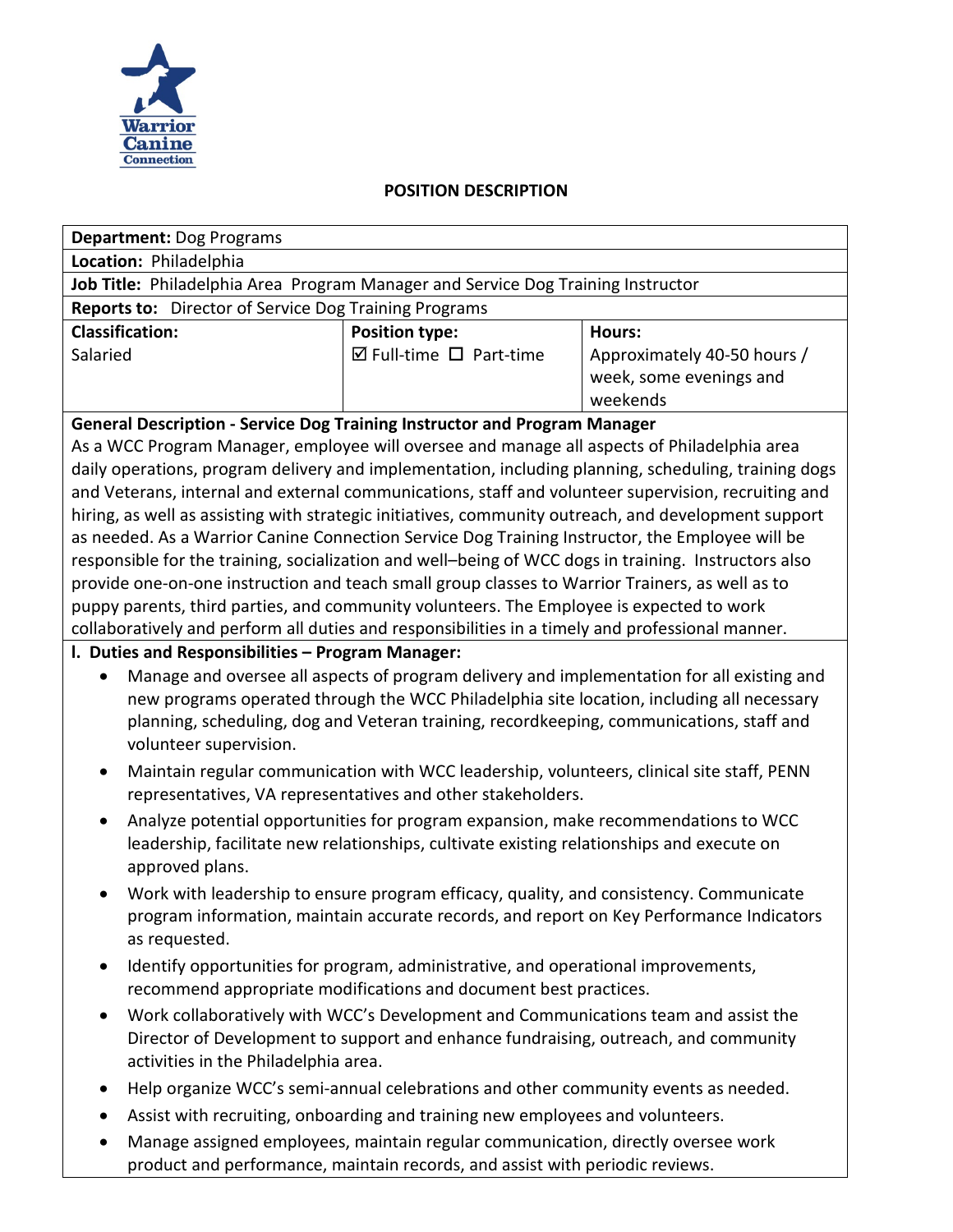Warrior Canine Connection

## POSITION DESCRIPTION

**Department:** Dog Programs

**Location:** Philadelphia

**Job Title:** Philadelphia Area Program Manager and Service Dog Training Instructor

**Reports to:** Director of Service Dog Training Programs

| **Classification:** | **Position type:** | **Hours:** |
|---|---|---|
| Salaried | ☑ Full-time ☐ Part-time | Approximately 40-50 hours / week, some evenings and weekends |

**General Description - Service Dog Training Instructor and Program Manager**

As a WCC Program Manager, employee will oversee and manage all aspects of Philadelphia area daily operations, program delivery and implementation, including planning, scheduling, training dogs and Veterans, internal and external communications, staff and volunteer supervision, recruiting and hiring, as well as assisting with strategic initiatives, community outreach, and development support as needed. As a Warrior Canine Connection Service Dog Training Instructor, the Employee will be responsible for the training, socialization and well–being of WCC dogs in training. Instructors also provide one-on-one instruction and teach small group classes to Warrior Trainers, as well as to puppy parents, third parties, and community volunteers. The Employee is expected to work collaboratively and perform all duties and responsibilities in a timely and professional manner.

**I. Duties and Responsibilities – Program Manager:**

- Manage and oversee all aspects of program delivery and implementation for all existing and new programs operated through the WCC Philadelphia site location, including all necessary planning, scheduling, dog and Veteran training, recordkeeping, communications, staff and volunteer supervision.
- Maintain regular communication with WCC leadership, volunteers, clinical site staff, PENN representatives, VA representatives and other stakeholders.
- Analyze potential opportunities for program expansion, make recommendations to WCC leadership, facilitate new relationships, cultivate existing relationships and execute on approved plans.
- Work with leadership to ensure program efficacy, quality, and consistency. Communicate program information, maintain accurate records, and report on Key Performance Indicators as requested.
- Identify opportunities for program, administrative, and operational improvements, recommend appropriate modifications and document best practices.
- Work collaboratively with WCC's Development and Communications team and assist the Director of Development to support and enhance fundraising, outreach, and community activities in the Philadelphia area.
- Help organize WCC's semi-annual celebrations and other community events as needed.
- Assist with recruiting, onboarding and training new employees and volunteers.
- Manage assigned employees, maintain regular communication, directly oversee work product and performance, maintain records, and assist with periodic reviews.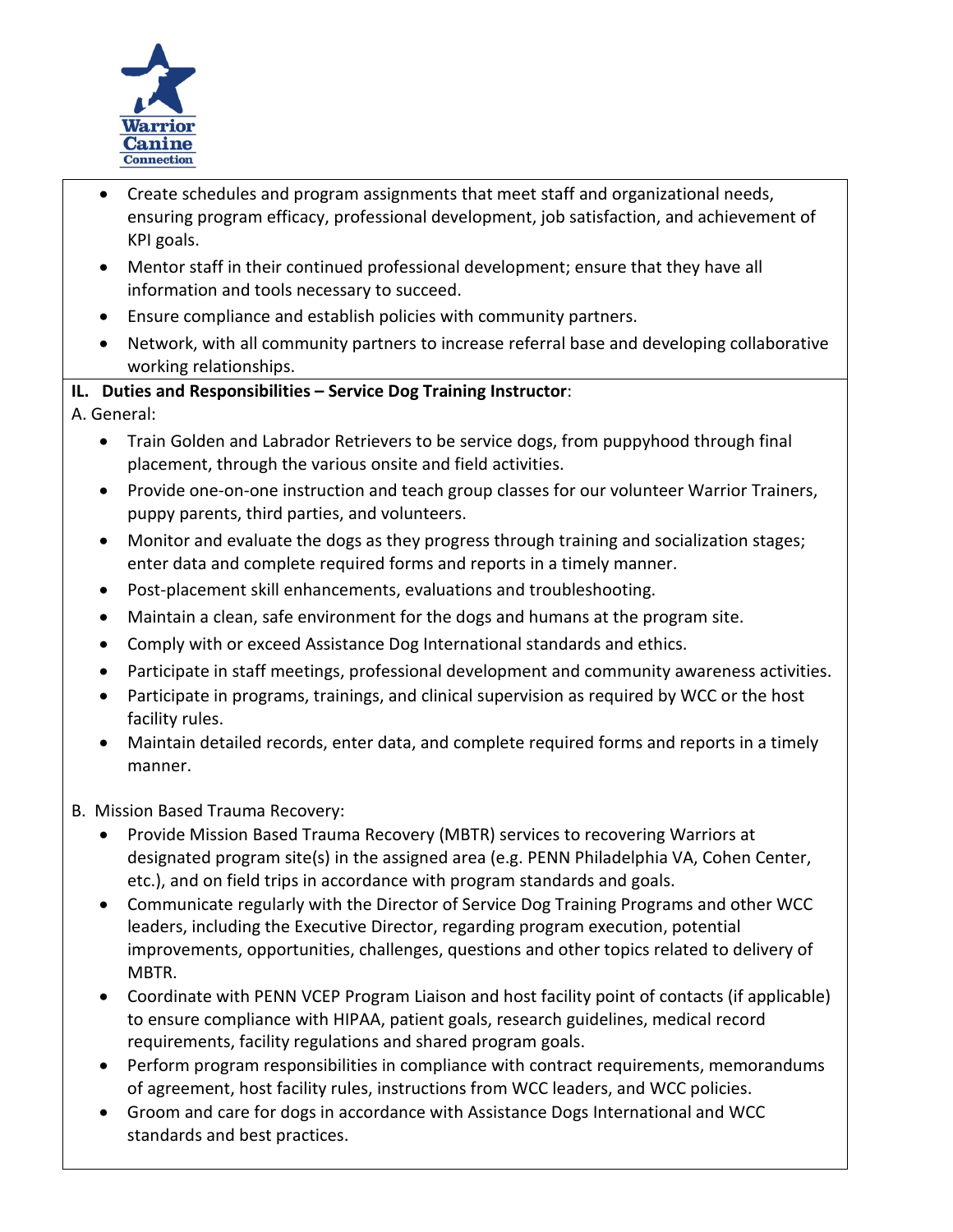- Create schedules and program assignments that meet staff and organizational needs, ensuring program efficacy, professional development, job satisfaction, and achievement of KPI goals.
- Mentor staff in their continued professional development; ensure that they have all information and tools necessary to succeed.
- Ensure compliance and establish policies with community partners.
- Network, with all community partners to increase referral base and developing collaborative working relationships.

**IL. Duties and Responsibilities – Service Dog Training Instructor**:

A. General:

- Train Golden and Labrador Retrievers to be service dogs, from puppyhood through final placement, through the various onsite and field activities.
- Provide one-on-one instruction and teach group classes for our volunteer Warrior Trainers, puppy parents, third parties, and volunteers.
- Monitor and evaluate the dogs as they progress through training and socialization stages; enter data and complete required forms and reports in a timely manner.
- Post-placement skill enhancements, evaluations and troubleshooting.
- Maintain a clean, safe environment for the dogs and humans at the program site.
- Comply with or exceed Assistance Dog International standards and ethics.
- Participate in staff meetings, professional development and community awareness activities.
- Participate in programs, trainings, and clinical supervision as required by WCC or the host facility rules.
- Maintain detailed records, enter data, and complete required forms and reports in a timely manner.

B. Mission Based Trauma Recovery:

- Provide Mission Based Trauma Recovery (MBTR) services to recovering Warriors at designated program site(s) in the assigned area (e.g. PENN Philadelphia VA, Cohen Center, etc.), and on field trips in accordance with program standards and goals.
- Communicate regularly with the Director of Service Dog Training Programs and other WCC leaders, including the Executive Director, regarding program execution, potential improvements, opportunities, challenges, questions and other topics related to delivery of MBTR.
- Coordinate with PENN VCEP Program Liaison and host facility point of contacts (if applicable) to ensure compliance with HIPAA, patient goals, research guidelines, medical record requirements, facility regulations and shared program goals.
- Perform program responsibilities in compliance with contract requirements, memorandums of agreement, host facility rules, instructions from WCC leaders, and WCC policies.
- Groom and care for dogs in accordance with Assistance Dogs International and WCC standards and best practices.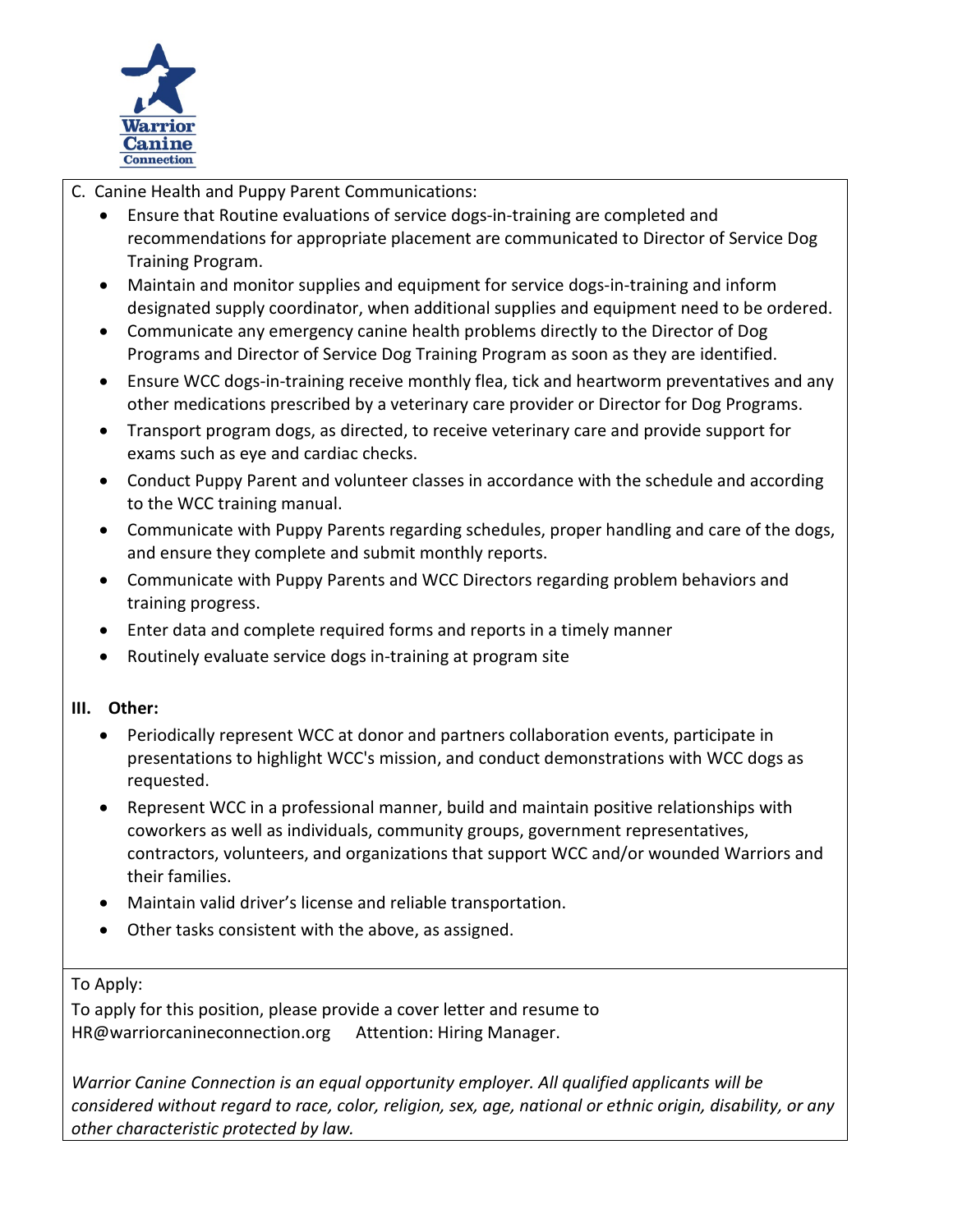C. Canine Health and Puppy Parent Communications:

- Ensure that Routine evaluations of service dogs-in-training are completed and recommendations for appropriate placement are communicated to Director of Service Dog Training Program.
- Maintain and monitor supplies and equipment for service dogs-in-training and inform designated supply coordinator, when additional supplies and equipment need to be ordered.
- Communicate any emergency canine health problems directly to the Director of Dog Programs and Director of Service Dog Training Program as soon as they are identified.
- Ensure WCC dogs-in-training receive monthly flea, tick and heartworm preventatives and any other medications prescribed by a veterinary care provider or Director for Dog Programs.
- Transport program dogs, as directed, to receive veterinary care and provide support for exams such as eye and cardiac checks.
- Conduct Puppy Parent and volunteer classes in accordance with the schedule and according to the WCC training manual.
- Communicate with Puppy Parents regarding schedules, proper handling and care of the dogs, and ensure they complete and submit monthly reports.
- Communicate with Puppy Parents and WCC Directors regarding problem behaviors and training progress.
- Enter data and complete required forms and reports in a timely manner
- Routinely evaluate service dogs in-training at program site

**III. Other:**

- Periodically represent WCC at donor and partners collaboration events, participate in presentations to highlight WCC's mission, and conduct demonstrations with WCC dogs as requested.
- Represent WCC in a professional manner, build and maintain positive relationships with coworkers as well as individuals, community groups, government representatives, contractors, volunteers, and organizations that support WCC and/or wounded Warriors and their families.
- Maintain valid driver's license and reliable transportation.
- Other tasks consistent with the above, as assigned.

To Apply:
To apply for this position, please provide a cover letter and resume to HR@warriorcanineconnection.org Attention: Hiring Manager.

*Warrior Canine Connection is an equal opportunity employer. All qualified applicants will be considered without regard to race, color, religion, sex, age, national or ethnic origin, disability, or any other characteristic protected by law.*